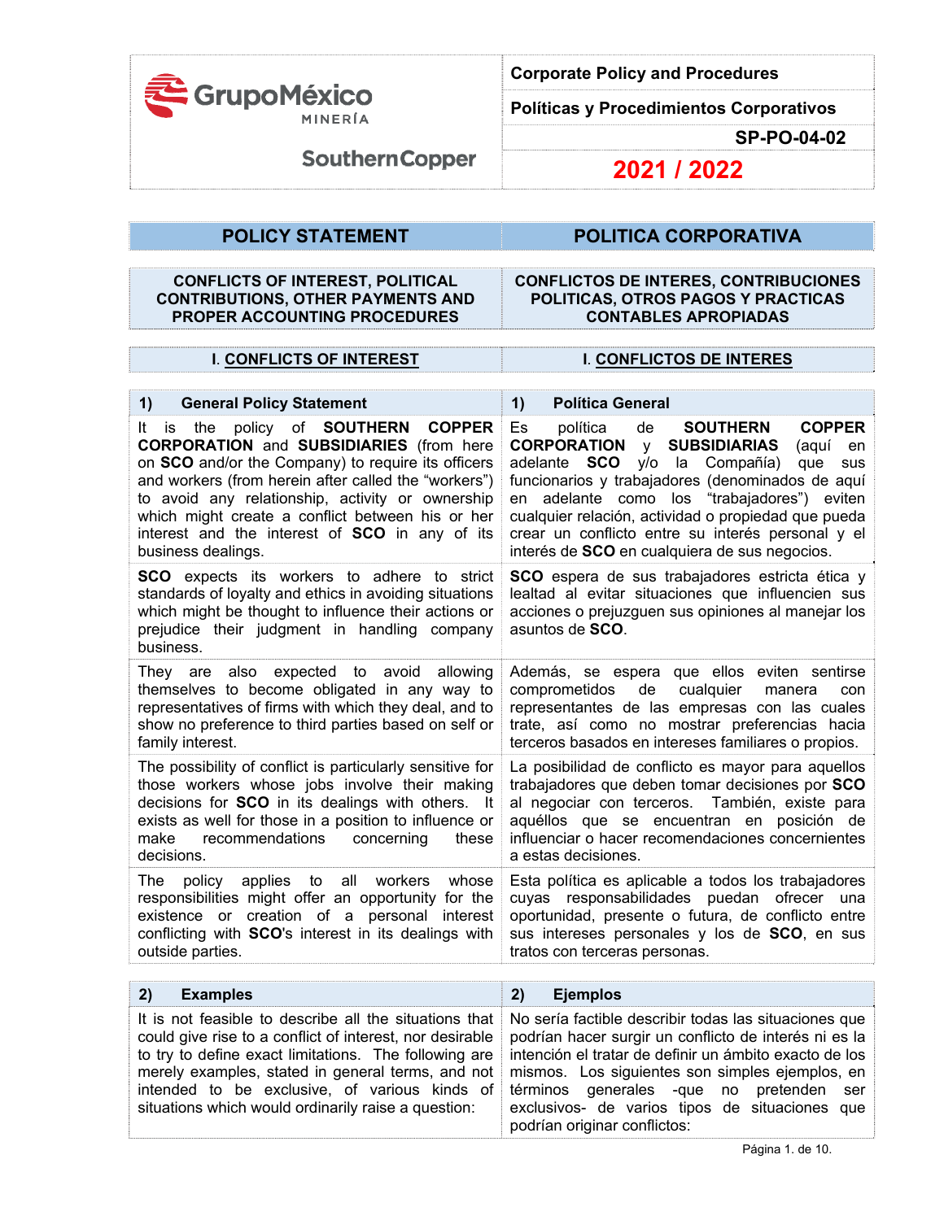| | |
|---|---|
| GrupoMéxico MINERÍA SouthernCopper | **Corporate Policy and Procedures** |
| | **Políticas y Procedimientos Corporativos** |
| | **SP-PO-04-02** |
| | **2021 / 2022** |

| POLICY STATEMENT | POLITICA CORPORATIVA |
|---|---|
| **CONFLICTS OF INTEREST, POLITICAL CONTRIBUTIONS, OTHER PAYMENTS AND PROPER ACCOUNTING PROCEDURES** | **CONFLICTOS DE INTERES, CONTRIBUCIONES POLITICAS, OTROS PAGOS Y PRACTICAS CONTABLES APROPIADAS** |

| I. CONFLICTS OF INTEREST | I. CONFLICTOS DE INTERES |
|---|---|

| 1) General Policy Statement | 1) Política General |
|---|---|
| It is the policy of **SOUTHERN COPPER CORPORATION** and **SUBSIDIARIES** (from here on **SCO** and/or the Company) to require its officers and workers (from herein after called the "workers") to avoid any relationship, activity or ownership which might create a conflict between his or her interest and the interest of **SCO** in any of its business dealings. | Es política de **SOUTHERN COPPER CORPORATION** y **SUBSIDIARIAS** (aquí en adelante **SCO** y/o la Compañía) que sus funcionarios y trabajadores (denominados de aquí en adelante como los "trabajadores") eviten cualquier relación, actividad o propiedad que pueda crear un conflicto entre su interés personal y el interés de **SCO** en cualquiera de sus negocios. |
| **SCO** expects its workers to adhere to strict standards of loyalty and ethics in avoiding situations which might be thought to influence their actions or prejudice their judgment in handling company business. | **SCO** espera de sus trabajadores estricta ética y lealtad al evitar situaciones que influencien sus acciones o prejuzguen sus opiniones al manejar los asuntos de **SCO**. |
| They are also expected to avoid allowing themselves to become obligated in any way to representatives of firms with which they deal, and to show no preference to third parties based on self or family interest. | Además, se espera que ellos eviten sentirse comprometidos de cualquier manera con representantes de las empresas con las cuales trate, así como no mostrar preferencias hacia terceros basados en intereses familiares o propios. |
| The possibility of conflict is particularly sensitive for those workers whose jobs involve their making decisions for **SCO** in its dealings with others. It exists as well for those in a position to influence or make recommendations concerning these decisions. | La posibilidad de conflicto es mayor para aquellos trabajadores que deben tomar decisiones por **SCO** al negociar con terceros. También, existe para aquéllos que se encuentran en posición de influenciar o hacer recomendaciones concernientes a estas decisiones. |
| The policy applies to all workers whose responsibilities might offer an opportunity for the existence or creation of a personal interest conflicting with **SCO**'s interest in its dealings with outside parties. | Esta política es aplicable a todos los trabajadores cuyas responsabilidades puedan ofrecer una oportunidad, presente o futura, de conflicto entre sus intereses personales y los de **SCO**, en sus tratos con terceras personas. |

| 2) Examples | 2) Ejemplos |
|---|---|
| It is not feasible to describe all the situations that could give rise to a conflict of interest, nor desirable to try to define exact limitations. The following are merely examples, stated in general terms, and not intended to be exclusive, of various kinds of situations which would ordinarily raise a question: | No sería factible describir todas las situaciones que podrían hacer surgir un conflicto de interés ni es la intención el tratar de definir un ámbito exacto de los mismos. Los siguientes son simples ejemplos, en términos generales -que no pretenden ser exclusivos- de varios tipos de situaciones que podrían originar conflictos: |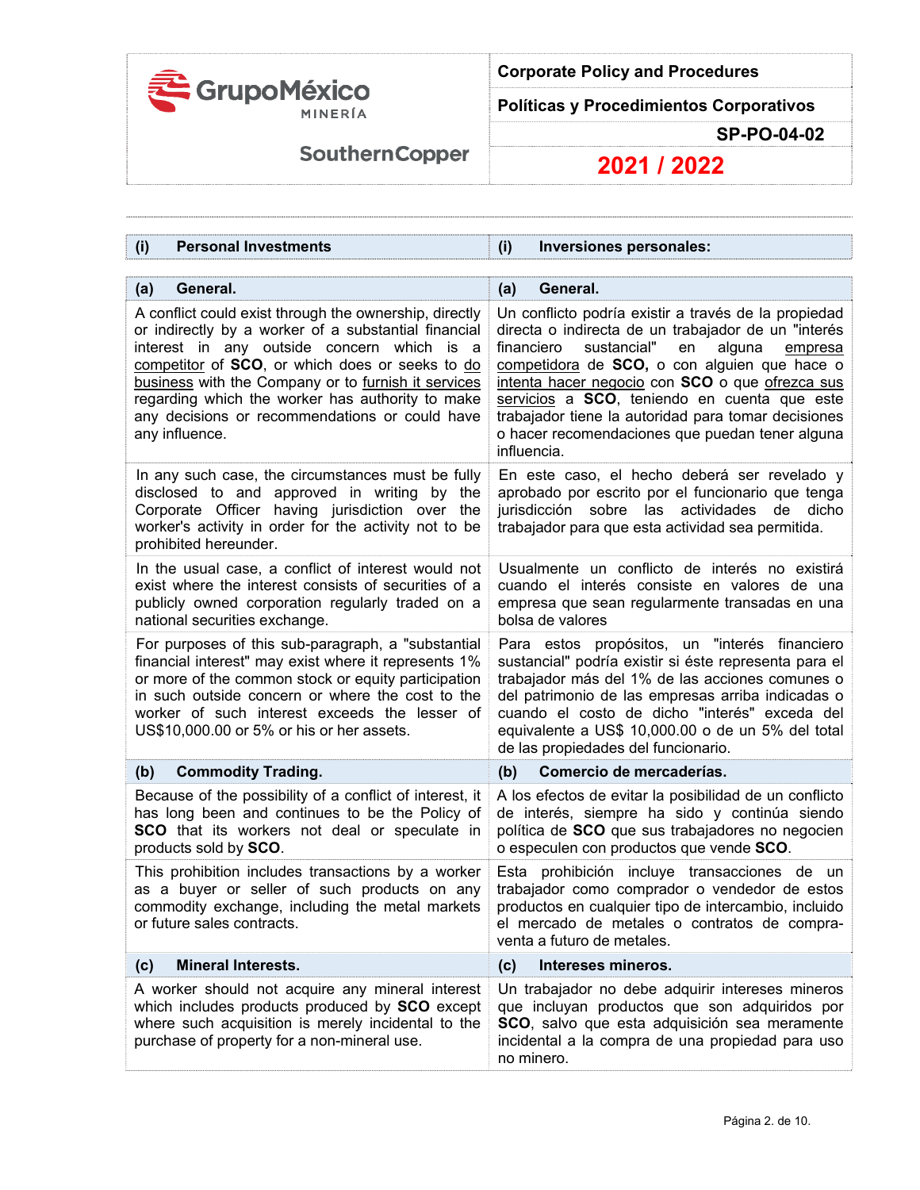| (i) Personal Investments | (i) Inversiones personales: |
|---|---|
| **(a) General.** | **(a) General.** |
| A conflict could exist through the ownership, directly or indirectly by a worker of a substantial financial interest in any outside concern which is a competitor of **SCO**, or which does or seeks to do business with the Company or to furnish it services regarding which the worker has authority to make any decisions or recommendations or could have any influence. | Un conflicto podría existir a través de la propiedad directa o indirecta de un trabajador de un "interés financiero sustancial" en alguna empresa competidora de **SCO,** o con alguien que hace o intenta hacer negocio con **SCO** o que ofrezca sus servicios a **SCO**, teniendo en cuenta que este trabajador tiene la autoridad para tomar decisiones o hacer recomendaciones que puedan tener alguna influencia. |
| In any such case, the circumstances must be fully disclosed to and approved in writing by the Corporate Officer having jurisdiction over the worker's activity in order for the activity not to be prohibited hereunder. | En este caso, el hecho deberá ser revelado y aprobado por escrito por el funcionario que tenga jurisdicción sobre las actividades de dicho trabajador para que esta actividad sea permitida. |
| In the usual case, a conflict of interest would not exist where the interest consists of securities of a publicly owned corporation regularly traded on a national securities exchange. | Usualmente un conflicto de interés no existirá cuando el interés consiste en valores de una empresa que sean regularmente transadas en una bolsa de valores |
| For purposes of this sub-paragraph, a "substantial financial interest" may exist where it represents 1% or more of the common stock or equity participation in such outside concern or where the cost to the worker of such interest exceeds the lesser of US$10,000.00 or 5% or his or her assets. | Para estos propósitos, un "interés financiero sustancial" podría existir si éste representa para el trabajador más del 1% de las acciones comunes o del patrimonio de las empresas arriba indicadas o cuando el costo de dicho "interés" exceda del equivalente a US$ 10,000.00 o de un 5% del total de las propiedades del funcionario. |
| **(b) Commodity Trading.** | **(b) Comercio de mercaderías.** |
| Because of the possibility of a conflict of interest, it has long been and continues to be the Policy of **SCO** that its workers not deal or speculate in products sold by **SCO**. | A los efectos de evitar la posibilidad de un conflicto de interés, siempre ha sido y continúa siendo política de **SCO** que sus trabajadores no negocien o especulen con productos que vende **SCO**. |
| This prohibition includes transactions by a worker as a buyer or seller of such products on any commodity exchange, including the metal markets or future sales contracts. | Esta prohibición incluye transacciones de un trabajador como comprador o vendedor de estos productos en cualquier tipo de intercambio, incluido el mercado de metales o contratos de compra-venta a futuro de metales. |
| **(c) Mineral Interests.** | **(c) Intereses mineros.** |
| A worker should not acquire any mineral interest which includes products produced by **SCO** except where such acquisition is merely incidental to the purchase of property for a non-mineral use. | Un trabajador no debe adquirir intereses mineros que incluyan productos que son adquiridos por **SCO**, salvo que esta adquisición sea meramente incidental a la compra de una propiedad para uso no minero. |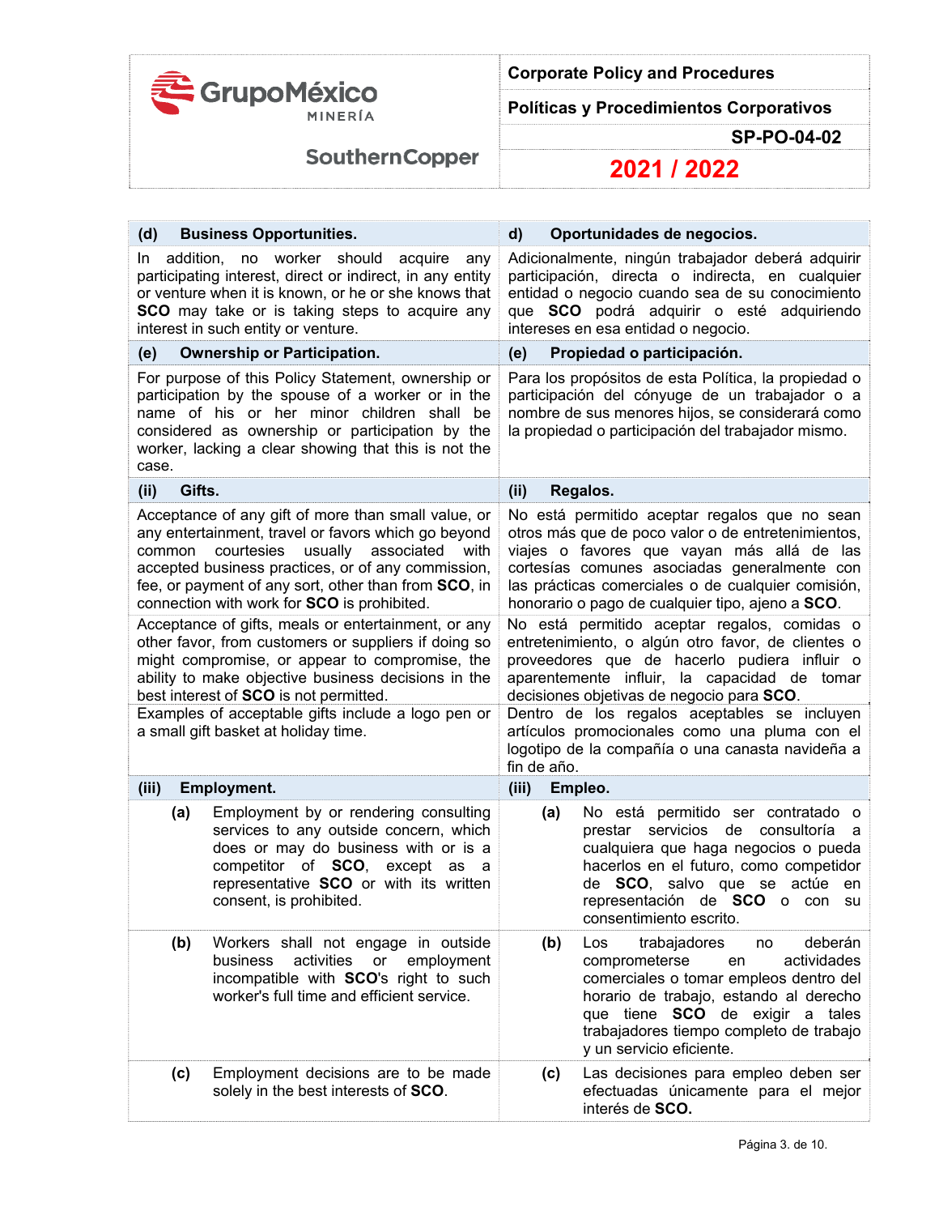| (d) **Business Opportunities.** | d) **Oportunidades de negocios.** |
|---|---|
| In addition, no worker should acquire any participating interest, direct or indirect, in any entity or venture when it is known, or he or she knows that **SCO** may take or is taking steps to acquire any interest in such entity or venture. | Adicionalmente, ningún trabajador deberá adquirir participación, directa o indirecta, en cualquier entidad o negocio cuando sea de su conocimiento que **SCO** podrá adquirir o esté adquiriendo intereses en esa entidad o negocio. |
| **(e) Ownership or Participation.** | **(e) Propiedad o participación.** |
| For purpose of this Policy Statement, ownership or participation by the spouse of a worker or in the name of his or her minor children shall be considered as ownership or participation by the worker, lacking a clear showing that this is not the case. | Para los propósitos de esta Política, la propiedad o participación del cónyuge de un trabajador o a nombre de sus menores hijos, se considerará como la propiedad o participación del trabajador mismo. |
| **(ii) Gifts.** | **(ii) Regalos.** |
| Acceptance of any gift of more than small value, or any entertainment, travel or favors which go beyond common courtesies usually associated with accepted business practices, or of any commission, fee, or payment of any sort, other than from **SCO**, in connection with work for **SCO** is prohibited. | No está permitido aceptar regalos que no sean otros más que de poco valor o de entretenimientos, viajes o favores que vayan más allá de las cortesías comunes asociadas generalmente con las prácticas comerciales o de cualquier comisión, honorario o pago de cualquier tipo, ajeno a **SCO**. |
| Acceptance of gifts, meals or entertainment, or any other favor, from customers or suppliers if doing so might compromise, or appear to compromise, the ability to make objective business decisions in the best interest of **SCO** is not permitted. | No está permitido aceptar regalos, comidas o entretenimiento, o algún otro favor, de clientes o proveedores que de hacerlo pudiera influir o aparentemente influir, la capacidad de tomar decisiones objetivas de negocio para **SCO**. |
| Examples of acceptable gifts include a logo pen or a small gift basket at holiday time. | Dentro de los regalos aceptables se incluyen artículos promocionales como una pluma con el logotipo de la compañía o una canasta navideña a fin de año. |
| **(iii) Employment.** | **(iii) Empleo.** |
| **(a)** Employment by or rendering consulting services to any outside concern, which does or may do business with or is a competitor of **SCO**, except as a representative **SCO** or with its written consent, is prohibited. | **(a)** No está permitido ser contratado o prestar servicios de consultoría a cualquiera que haga negocios o pueda hacerlos en el futuro, como competidor de **SCO**, salvo que se actúe en representación de **SCO** o con su consentimiento escrito. |
| **(b)** Workers shall not engage in outside business activities or employment incompatible with **SCO**'s right to such worker's full time and efficient service. | **(b)** Los trabajadores no deberán comprometerse en actividades comerciales o tomar empleos dentro del horario de trabajo, estando al derecho que tiene **SCO** de exigir a tales trabajadores tiempo completo de trabajo y un servicio eficiente. |
| **(c)** Employment decisions are to be made solely in the best interests of **SCO**. | **(c)** Las decisiones para empleo deben ser efectuadas únicamente para el mejor interés de **SCO.** |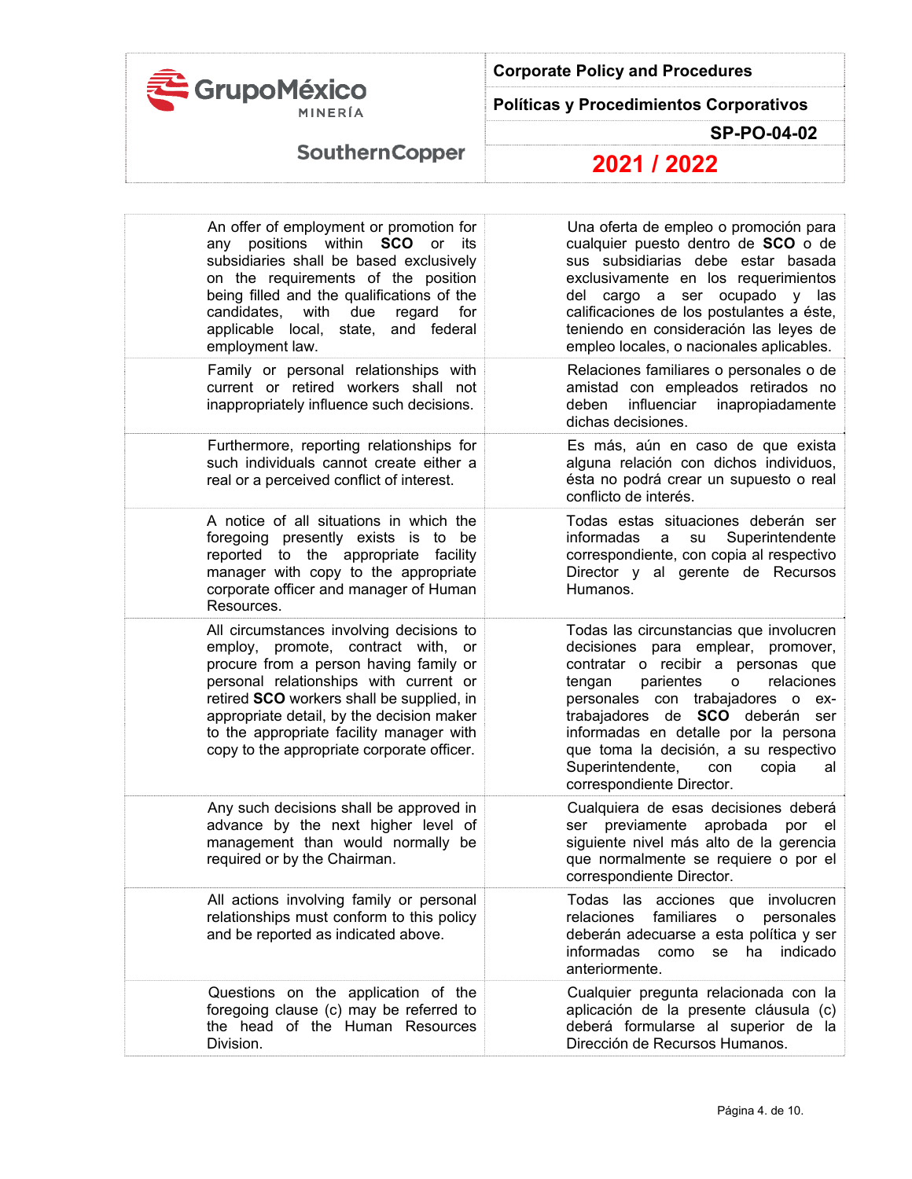| English | Español |
|---|---|
| An offer of employment or promotion for any positions within **SCO** or its subsidiaries shall be based exclusively on the requirements of the position being filled and the qualifications of the candidates, with due regard for applicable local, state, and federal employment law. | Una oferta de empleo o promoción para cualquier puesto dentro de **SCO** o de sus subsidiarias debe estar basada exclusivamente en los requerimientos del cargo a ser ocupado y las calificaciones de los postulantes a éste, teniendo en consideración las leyes de empleo locales, o nacionales aplicables. |
| Family or personal relationships with current or retired workers shall not inappropriately influence such decisions. | Relaciones familiares o personales o de amistad con empleados retirados no deben influenciar inapropiadamente dichas decisiones. |
| Furthermore, reporting relationships for such individuals cannot create either a real or a perceived conflict of interest. | Es más, aún en caso de que exista alguna relación con dichos individuos, ésta no podrá crear un supuesto o real conflicto de interés. |
| A notice of all situations in which the foregoing presently exists is to be reported to the appropriate facility manager with copy to the appropriate corporate officer and manager of Human Resources. | Todas estas situaciones deberán ser informadas a su Superintendente correspondiente, con copia al respectivo Director y al gerente de Recursos Humanos. |
| All circumstances involving decisions to employ, promote, contract with, or procure from a person having family or personal relationships with current or retired **SCO** workers shall be supplied, in appropriate detail, by the decision maker to the appropriate facility manager with copy to the appropriate corporate officer. | Todas las circunstancias que involucren decisiones para emplear, promover, contratar o recibir a personas que tengan parientes o relaciones personales con trabajadores o ex-trabajadores de **SCO** deberán ser informadas en detalle por la persona que toma la decisión, a su respectivo Superintendente, con copia al correspondiente Director. |
| Any such decisions shall be approved in advance by the next higher level of management than would normally be required or by the Chairman. | Cualquiera de esas decisiones deberá ser previamente aprobada por el siguiente nivel más alto de la gerencia que normalmente se requiere o por el correspondiente Director. |
| All actions involving family or personal relationships must conform to this policy and be reported as indicated above. | Todas las acciones que involucren relaciones familiares o personales deberán adecuarse a esta política y ser informadas como se ha indicado anteriormente. |
| Questions on the application of the foregoing clause (c) may be referred to the head of the Human Resources Division. | Cualquier pregunta relacionada con la aplicación de la presente cláusula (c) deberá formularse al superior de la Dirección de Recursos Humanos. |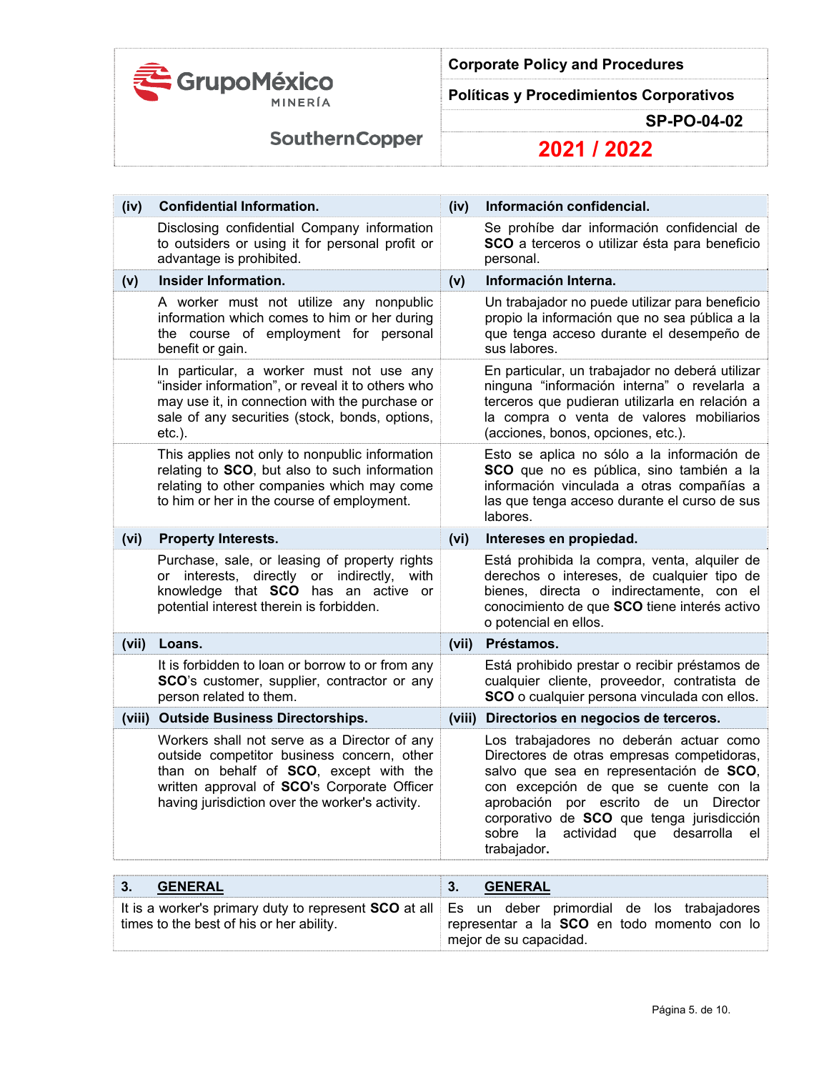| (iv) | Confidential Information. | (iv) | Información confidencial. |
|---|---|---|---|
| | Disclosing confidential Company information to outsiders or using it for personal profit or advantage is prohibited. | | Se prohíbe dar información confidencial de **SCO** a terceros o utilizar ésta para beneficio personal. |
| **(v)** | **Insider Information.** | **(v)** | **Información Interna.** |
| | A worker must not utilize any nonpublic information which comes to him or her during the course of employment for personal benefit or gain. | | Un trabajador no puede utilizar para beneficio propio la información que no sea pública a la que tenga acceso durante el desempeño de sus labores. |
| | In particular, a worker must not use any "insider information", or reveal it to others who may use it, in connection with the purchase or sale of any securities (stock, bonds, options, etc.). | | En particular, un trabajador no deberá utilizar ninguna "información interna" o revelarla a terceros que pudieran utilizarla en relación a la compra o venta de valores mobiliarios (acciones, bonos, opciones, etc.). |
| | This applies not only to nonpublic information relating to **SCO**, but also to such information relating to other companies which may come to him or her in the course of employment. | | Esto se aplica no sólo a la información de **SCO** que no es pública, sino también a la información vinculada a otras compañías a las que tenga acceso durante el curso de sus labores. |
| **(vi)** | **Property Interests.** | **(vi)** | **Intereses en propiedad.** |
| | Purchase, sale, or leasing of property rights or interests, directly or indirectly, with knowledge that **SCO** has an active or potential interest therein is forbidden. | | Está prohibida la compra, venta, alquiler de derechos o intereses, de cualquier tipo de bienes, directa o indirectamente, con el conocimiento de que **SCO** tiene interés activo o potencial en ellos. |
| **(vii)** | **Loans.** | **(vii)** | **Préstamos.** |
| | It is forbidden to loan or borrow to or from any **SCO**'s customer, supplier, contractor or any person related to them. | | Está prohibido prestar o recibir préstamos de cualquier cliente, proveedor, contratista de **SCO** o cualquier persona vinculada con ellos. |
| **(viii)** | **Outside Business Directorships.** | **(viii)** | **Directorios en negocios de terceros.** |
| | Workers shall not serve as a Director of any outside competitor business concern, other than on behalf of **SCO**, except with the written approval of **SCO**'s Corporate Officer having jurisdiction over the worker's activity. | | Los trabajadores no deberán actuar como Directores de otras empresas competidoras, salvo que sea en representación de **SCO**, con excepción de que se cuente con la aprobación por escrito de un Director corporativo de **SCO** que tenga jurisdicción sobre la actividad que desarrolla el trabajador**.** |

| 3. <u>GENERAL</u> | 3. <u>GENERAL</u> |
|---|---|
| It is a worker's primary duty to represent **SCO** at all times to the best of his or her ability. | Es un deber primordial de los trabajadores representar a la **SCO** en todo momento con lo mejor de su capacidad. |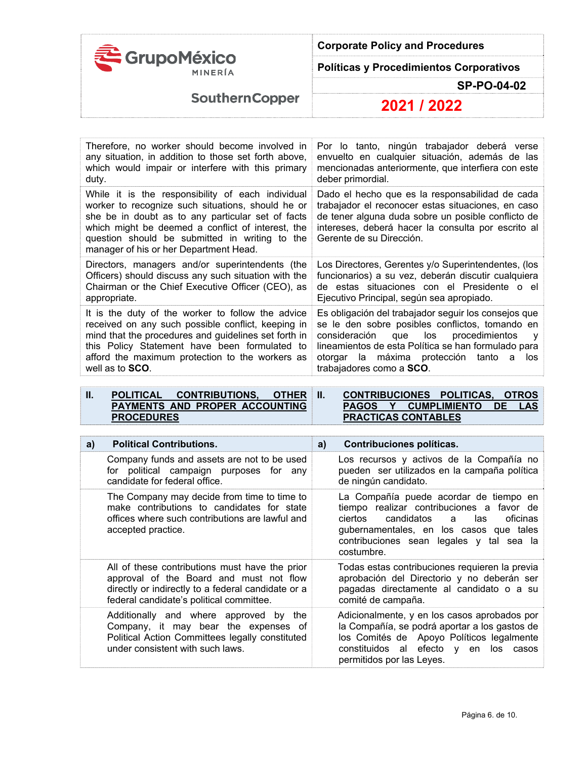| | |
|---|---|
| Therefore, no worker should become involved in any situation, in addition to those set forth above, which would impair or interfere with this primary duty. | Por lo tanto, ningún trabajador deberá verse envuelto en cualquier situación, además de las mencionadas anteriormente, que interfiera con este deber primordial. |
| While it is the responsibility of each individual worker to recognize such situations, should he or she be in doubt as to any particular set of facts which might be deemed a conflict of interest, the question should be submitted in writing to the manager of his or her Department Head. | Dado el hecho que es la responsabilidad de cada trabajador el reconocer estas situaciones, en caso de tener alguna duda sobre un posible conflicto de intereses, deberá hacer la consulta por escrito al Gerente de su Dirección. |
| Directors, managers and/or superintendents (the Officers) should discuss any such situation with the Chairman or the Chief Executive Officer (CEO), as appropriate. | Los Directores, Gerentes y/o Superintendentes, (los funcionarios) a su vez, deberán discutir cualquiera de estas situaciones con el Presidente o el Ejecutivo Principal, según sea apropiado. |
| It is the duty of the worker to follow the advice received on any such possible conflict, keeping in mind that the procedures and guidelines set forth in this Policy Statement have been formulated to afford the maximum protection to the workers as well as to **SCO**. | Es obligación del trabajador seguir los consejos que se le den sobre posibles conflictos, tomando en consideración que los procedimientos y lineamientos de esta Política se han formulado para otorgar la máxima protección tanto a los trabajadores como a **SCO**. |

| | |
|---|---|
| **II. POLITICAL CONTRIBUTIONS, OTHER PAYMENTS AND PROPER ACCOUNTING PROCEDURES** | **II. CONTRIBUCIONES POLITICAS, OTROS PAGOS Y CUMPLIMIENTO DE LAS PRACTICAS CONTABLES** |

| | |
|---|---|
| **a) Political Contributions.** | **a) Contribuciones políticas.** |
| Company funds and assets are not to be used for political campaign purposes for any candidate for federal office. | Los recursos y activos de la Compañía no pueden ser utilizados en la campaña política de ningún candidato. |
| The Company may decide from time to time to make contributions to candidates for state offices where such contributions are lawful and accepted practice. | La Compañía puede acordar de tiempo en tiempo realizar contribuciones a favor de ciertos candidatos a las oficinas gubernamentales, en los casos que tales contribuciones sean legales y tal sea la costumbre. |
| All of these contributions must have the prior approval of the Board and must not flow directly or indirectly to a federal candidate or a federal candidate's political committee. | Todas estas contribuciones requieren la previa aprobación del Directorio y no deberán ser pagadas directamente al candidato o a su comité de campaña. |
| Additionally and where approved by the Company, it may bear the expenses of Political Action Committees legally constituted under consistent with such laws. | Adicionalmente, y en los casos aprobados por la Compañía, se podrá aportar a los gastos de los Comités de Apoyo Políticos legalmente constituidos al efecto y en los casos permitidos por las Leyes. |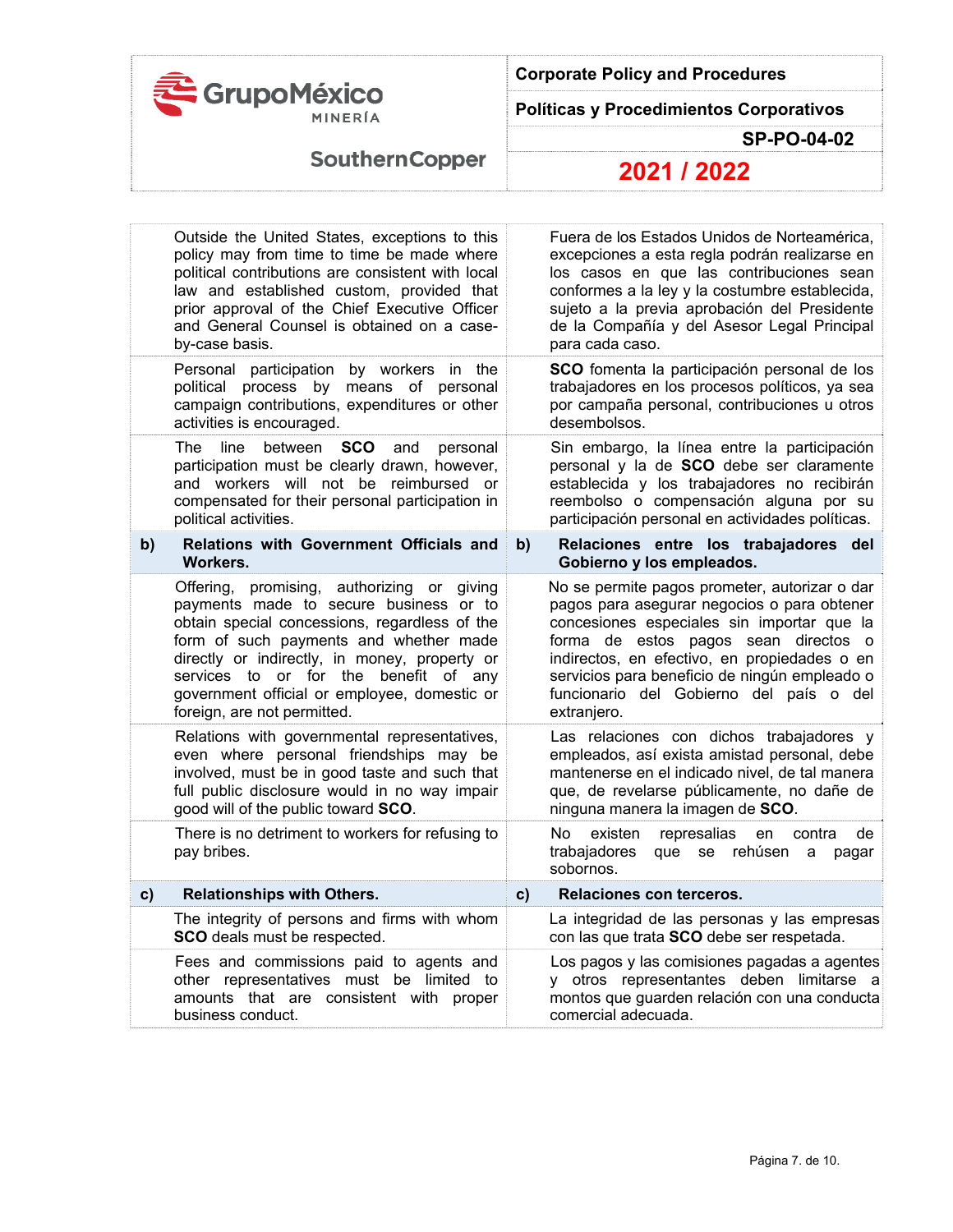| English | Español |
|---|---|
| Outside the United States, exceptions to this policy may from time to time be made where political contributions are consistent with local law and established custom, provided that prior approval of the Chief Executive Officer and General Counsel is obtained on a case-by-case basis. | Fuera de los Estados Unidos de Norteamérica, excepciones a esta regla podrán realizarse en los casos en que las contribuciones sean conformes a la ley y la costumbre establecida, sujeto a la previa aprobación del Presidente de la Compañía y del Asesor Legal Principal para cada caso. |
| Personal participation by workers in the political process by means of personal campaign contributions, expenditures or other activities is encouraged. | **SCO** fomenta la participación personal de los trabajadores en los procesos políticos, ya sea por campaña personal, contribuciones u otros desembolsos. |
| The line between **SCO** and personal participation must be clearly drawn, however, and workers will not be reimbursed or compensated for their personal participation in political activities. | Sin embargo, la línea entre la participación personal y la de **SCO** debe ser claramente establecida y los trabajadores no recibirán reembolso o compensación alguna por su participación personal en actividades políticas. |
| **b) Relations with Government Officials and Workers.** | **b) Relaciones entre los trabajadores del Gobierno y los empleados.** |
| Offering, promising, authorizing or giving payments made to secure business or to obtain special concessions, regardless of the form of such payments and whether made directly or indirectly, in money, property or services to or for the benefit of any government official or employee, domestic or foreign, are not permitted. | No se permite pagos prometer, autorizar o dar pagos para asegurar negocios o para obtener concesiones especiales sin importar que la forma de estos pagos sean directos o indirectos, en efectivo, en propiedades o en servicios para beneficio de ningún empleado o funcionario del Gobierno del país o del extranjero. |
| Relations with governmental representatives, even where personal friendships may be involved, must be in good taste and such that full public disclosure would in no way impair good will of the public toward **SCO**. | Las relaciones con dichos trabajadores y empleados, así exista amistad personal, debe mantenerse en el indicado nivel, de tal manera que, de revelarse públicamente, no dañe de ninguna manera la imagen de **SCO**. |
| There is no detriment to workers for refusing to pay bribes. | No existen represalias en contra de trabajadores que se rehúsen a pagar sobornos. |
| **c) Relationships with Others.** | **c) Relaciones con terceros.** |
| The integrity of persons and firms with whom **SCO** deals must be respected. | La integridad de las personas y las empresas con las que trata **SCO** debe ser respetada. |
| Fees and commissions paid to agents and other representatives must be limited to amounts that are consistent with proper business conduct. | Los pagos y las comisiones pagadas a agentes y otros representantes deben limitarse a montos que guarden relación con una conducta comercial adecuada. |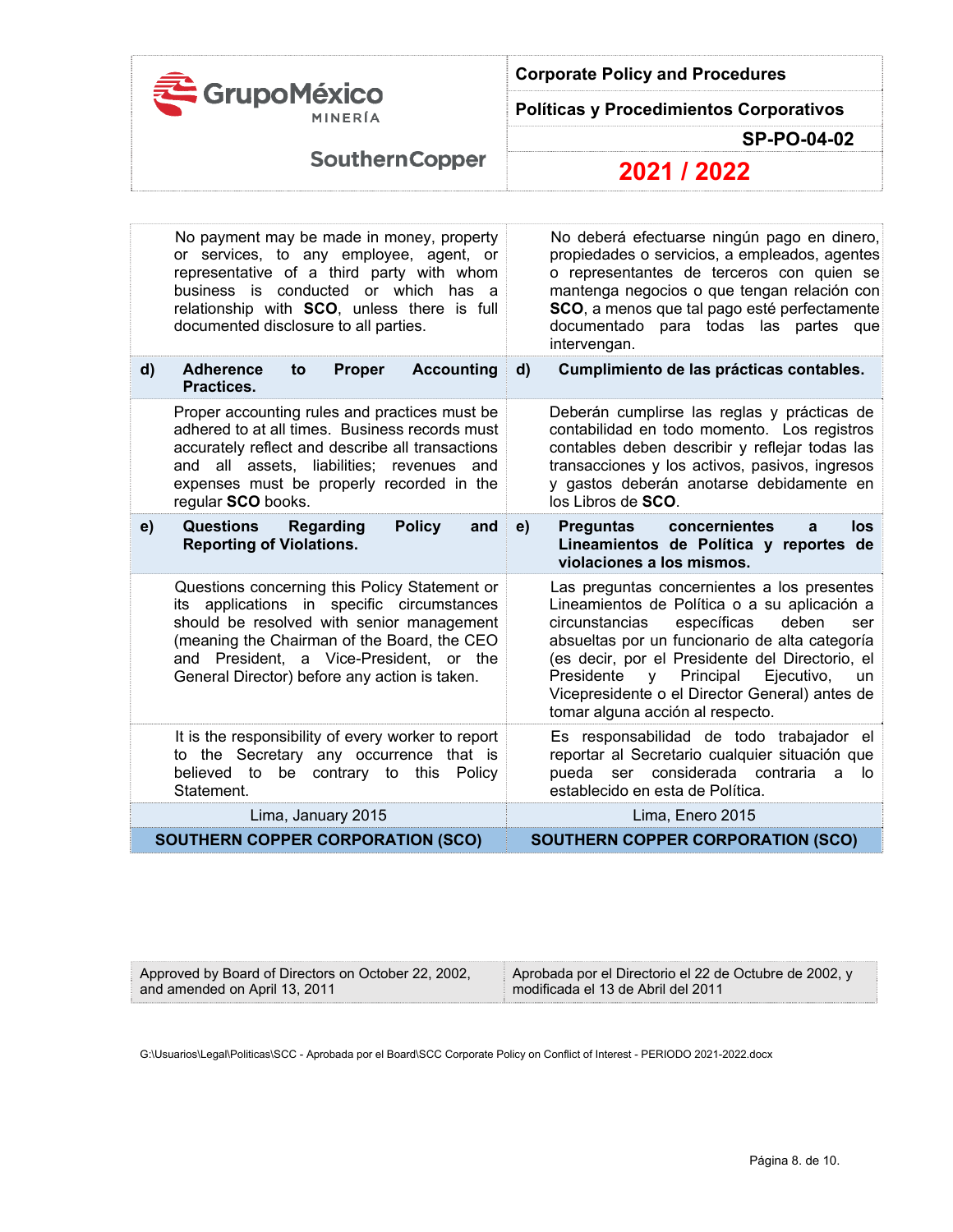| | |
|---|---|
| No payment may be made in money, property or services, to any employee, agent, or representative of a third party with whom business is conducted or which has a relationship with **SCO**, unless there is full documented disclosure to all parties. | No deberá efectuarse ningún pago en dinero, propiedades o servicios, a empleados, agentes o representantes de terceros con quien se mantenga negocios o que tengan relación con **SCO**, a menos que tal pago esté perfectamente documentado para todas las partes que intervengan. |
| **d) Adherence to Proper Accounting Practices.** | **d) Cumplimiento de las prácticas contables.** |
| Proper accounting rules and practices must be adhered to at all times. Business records must accurately reflect and describe all transactions and all assets, liabilities; revenues and expenses must be properly recorded in the regular **SCO** books. | Deberán cumplirse las reglas y prácticas de contabilidad en todo momento. Los registros contables deben describir y reflejar todas las transacciones y los activos, pasivos, ingresos y gastos deberán anotarse debidamente en los Libros de **SCO**. |
| **e) Questions Regarding Policy and Reporting of Violations.** | **e) Preguntas concernientes a los Lineamientos de Política y reportes de violaciones a los mismos.** |
| Questions concerning this Policy Statement or its applications in specific circumstances should be resolved with senior management (meaning the Chairman of the Board, the CEO and President, a Vice-President, or the General Director) before any action is taken. | Las preguntas concernientes a los presentes Lineamientos de Política o a su aplicación a circunstancias específicas deben ser absueltas por un funcionario de alta categoría (es decir, por el Presidente del Directorio, el Presidente y Principal Ejecutivo, un Vicepresidente o el Director General) antes de tomar alguna acción al respecto. |
| It is the responsibility of every worker to report to the Secretary any occurrence that is believed to be contrary to this Policy Statement. | Es responsabilidad de todo trabajador el reportar al Secretario cualquier situación que pueda ser considerada contraria a lo establecido en esta de Política. |
| Lima, January 2015 | Lima, Enero 2015 |
| **SOUTHERN COPPER CORPORATION (SCO)** | **SOUTHERN COPPER CORPORATION (SCO)** |

| | |
|---|---|
| Approved by Board of Directors on October 22, 2002, and amended on April 13, 2011 | Aprobada por el Directorio el 22 de Octubre de 2002, y modificada el 13 de Abril del 2011 |

G:\Usuarios\Legal\Politicas\SCC - Aprobada por el Board\SCC Corporate Policy on Conflict of Interest - PERIODO 2021-2022.docx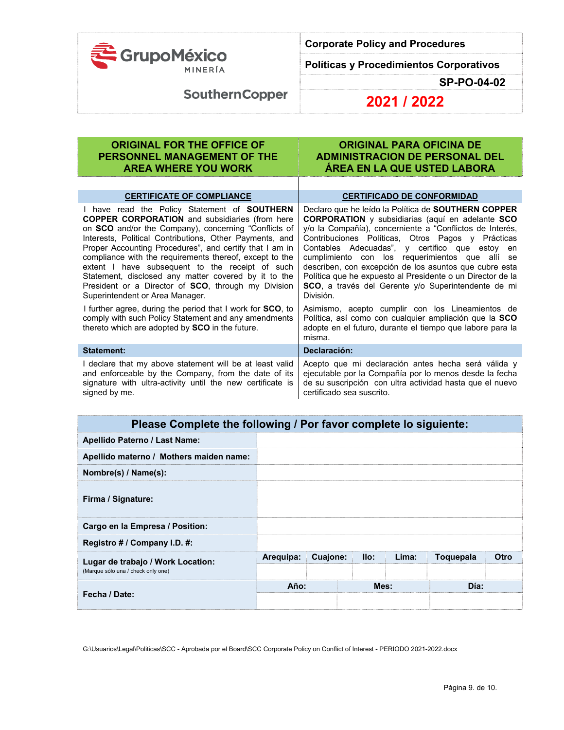| GrupoMéxico MINERÍA SouthernCopper | Corporate Policy and Procedures |
|---|---|
| | Políticas y Procedimientos Corporativos |
| | SP-PO-04-02 |
| | 2021 / 2022 |

| ORIGINAL FOR THE OFFICE OF PERSONNEL MANAGEMENT OF THE AREA WHERE YOU WORK | ORIGINAL PARA OFICINA DE ADMINISTRACION DE PERSONAL DEL ÁREA EN LA QUE USTED LABORA |
|---|---|
| **CERTIFICATE OF COMPLIANCE** | **CERTIFICADO DE CONFORMIDAD** |
| I have read the Policy Statement of **SOUTHERN COPPER CORPORATION** and subsidiaries (from here on **SCO** and/or the Company), concerning "Conflicts of Interests, Political Contributions, Other Payments, and Proper Accounting Procedures", and certify that I am in compliance with the requirements thereof, except to the extent I have subsequent to the receipt of such Statement, disclosed any matter covered by it to the President or a Director of **SCO**, through my Division Superintendent or Area Manager. | Declaro que he leído la Política de **SOUTHERN COPPER CORPORATION** y subsidiarias (aquí en adelante **SCO** y/o la Compañía), concerniente a "Conflictos de Interés, Contribuciones Políticas, Otros Pagos y Prácticas Contables Adecuadas", y certifico que estoy en cumplimiento con los requerimientos que allí se describen, con excepción de los asuntos que cubre esta Política que he expuesto al Presidente o un Director de la **SCO**, a través del Gerente y/o Superintendente de mi División. |
| I further agree, during the period that I work for **SCO**, to comply with such Policy Statement and any amendments thereto which are adopted by **SCO** in the future. | Asimismo, acepto cumplir con los Lineamientos de Política, así como con cualquier ampliación que la **SCO** adopte en el futuro, durante el tiempo que labore para la misma. |
| **Statement:** | **Declaración:** |
| I declare that my above statement will be at least valid and enforceable by the Company, from the date of its signature with ultra-activity until the new certificate is signed by me. | Acepto que mi declaración antes hecha será válida y ejecutable por la Compañía por lo menos desde la fecha de su suscripción con ultra actividad hasta que el nuevo certificado sea suscrito. |

## Please Complete the following / Por favor complete lo siguiente:

| | | | | | | |
|---|---|---|---|---|---|---|
| **Apellido Paterno / Last Name:** | | | | | | |
| **Apellido materno / Mothers maiden name:** | | | | | | |
| **Nombre(s) / Name(s):** | | | | | | |
| **Firma / Signature:** | | | | | | |
| **Cargo en la Empresa / Position:** | | | | | | |
| **Registro # / Company I.D. #:** | | | | | | |
| **Lugar de trabajo / Work Location:** (Marque sólo una / check only one) | **Arequipa:** | **Cuajone:** | **Ilo:** | **Lima:** | **Toquepala** | **Otro** |
| | | | | | | |
| **Fecha / Date:** | **Año:** | | **Mes:** | | **Día:** | |
| | | | | | | |

G:\Usuarios\Legal\Politicas\SCC - Aprobada por el Board\SCC Corporate Policy on Conflict of Interest - PERIODO 2021-2022.docx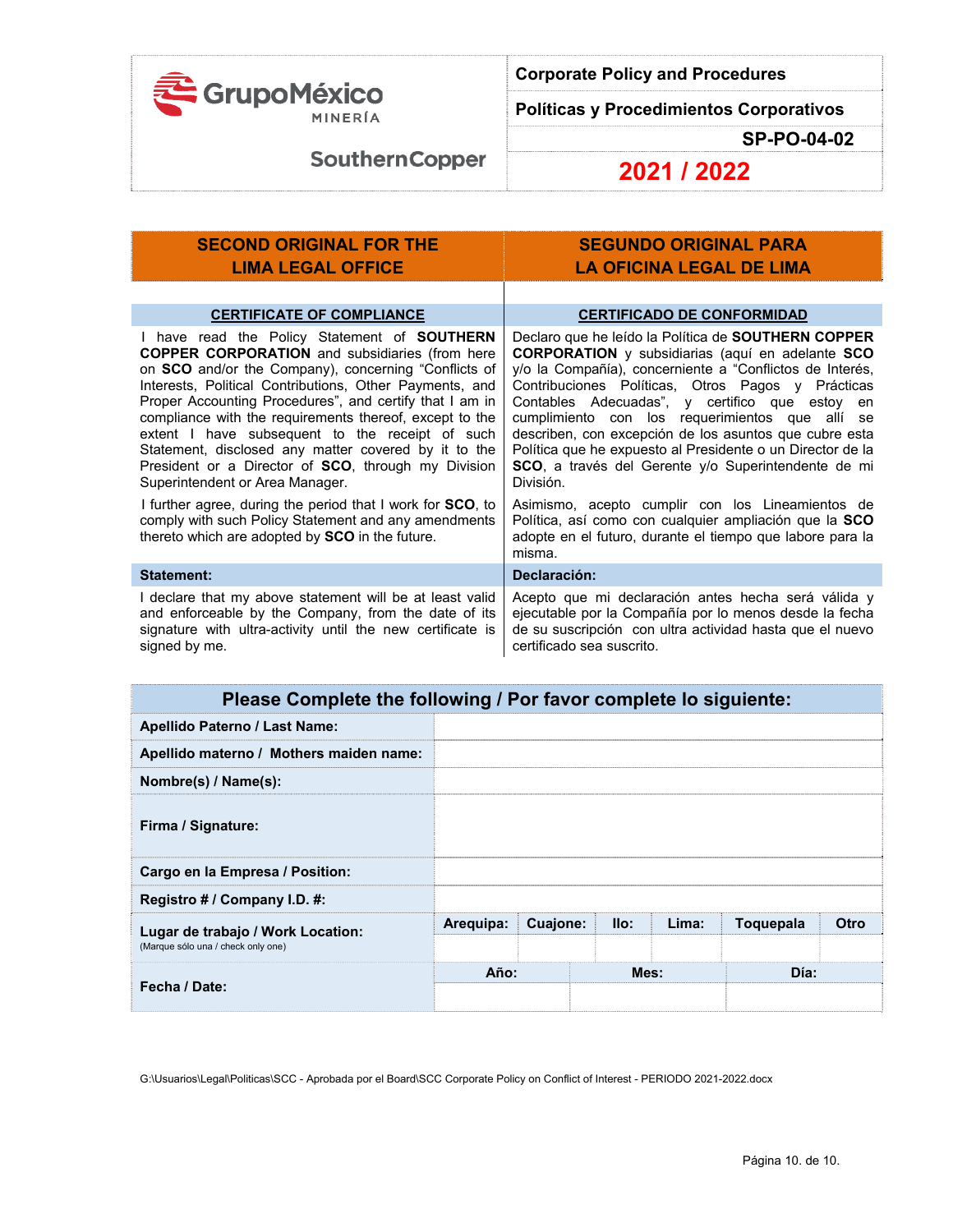| GrupoMéxico MINERÍA SouthernCopper | Corporate Policy and Procedures |
|---|---|
| | Políticas y Procedimientos Corporativos |
| | SP-PO-04-02 |
| | 2021 / 2022 |

| SECOND ORIGINAL FOR THE LIMA LEGAL OFFICE | SEGUNDO ORIGINAL PARA LA OFICINA LEGAL DE LIMA |
|---|---|
| **CERTIFICATE OF COMPLIANCE** | **CERTIFICADO DE CONFORMIDAD** |
| I have read the Policy Statement of **SOUTHERN COPPER CORPORATION** and subsidiaries (from here on **SCO** and/or the Company), concerning "Conflicts of Interests, Political Contributions, Other Payments, and Proper Accounting Procedures", and certify that I am in compliance with the requirements thereof, except to the extent I have subsequent to the receipt of such Statement, disclosed any matter covered by it to the President or a Director of **SCO**, through my Division Superintendent or Area Manager. | Declaro que he leído la Política de **SOUTHERN COPPER CORPORATION** y subsidiarias (aquí en adelante **SCO** y/o la Compañía), concerniente a "Conflictos de Interés, Contribuciones Políticas, Otros Pagos y Prácticas Contables Adecuadas", y certifico que estoy en cumplimiento con los requerimientos que allí se describen, con excepción de los asuntos que cubre esta Política que he expuesto al Presidente o un Director de la **SCO**, a través del Gerente y/o Superintendente de mi División. |
| I further agree, during the period that I work for **SCO**, to comply with such Policy Statement and any amendments thereto which are adopted by **SCO** in the future. | Asimismo, acepto cumplir con los Lineamientos de Política, así como con cualquier ampliación que la **SCO** adopte en el futuro, durante el tiempo que labore para la misma. |
| **Statement:** | **Declaración:** |
| I declare that my above statement will be at least valid and enforceable by the Company, from the date of its signature with ultra-activity until the new certificate is signed by me. | Acepto que mi declaración antes hecha será válida y ejecutable por la Compañía por lo menos desde la fecha de su suscripción con ultra actividad hasta que el nuevo certificado sea suscrito. |

## Please Complete the following / Por favor complete lo siguiente:

| | | | | | | |
|---|---|---|---|---|---|---|
| **Apellido Paterno / Last Name:** | | | | | | |
| **Apellido materno / Mothers maiden name:** | | | | | | |
| **Nombre(s) / Name(s):** | | | | | | |
| **Firma / Signature:** | | | | | | |
| **Cargo en la Empresa / Position:** | | | | | | |
| **Registro # / Company I.D. #:** | | | | | | |
| **Lugar de trabajo / Work Location:** (Marque sólo una / check only one) | **Arequipa:** | **Cuajone:** | **Ilo:** | **Lima:** | **Toquepala** | **Otro** |
| | | | | | | |
| **Fecha / Date:** | **Año:** | | **Mes:** | | **Día:** | |
| | | | | | | |

G:\Usuarios\Legal\Politicas\SCC - Aprobada por el Board\SCC Corporate Policy on Conflict of Interest - PERIODO 2021-2022.docx